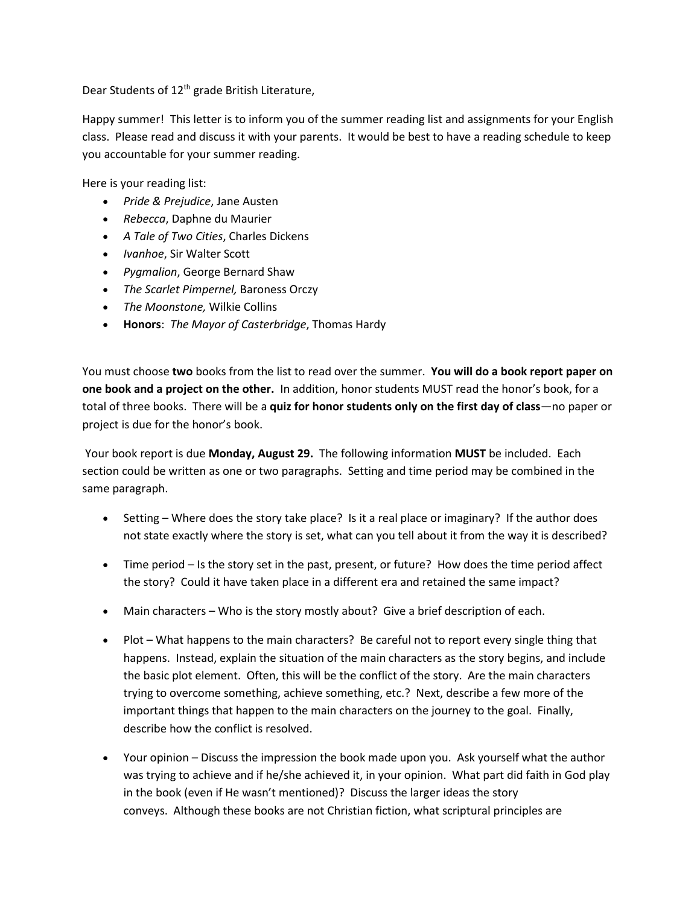Dear Students of 12th grade British Literature,

Happy summer! This letter is to inform you of the summer reading list and assignments for your English class. Please read and discuss it with your parents. It would be best to have a reading schedule to keep you accountable for your summer reading.

Here is your reading list:

- *Pride & Prejudice*, Jane Austen
- *Rebecca*, Daphne du Maurier
- *A Tale of Two Cities*, Charles Dickens
- *Ivanhoe*, Sir Walter Scott
- *Pygmalion*, George Bernard Shaw
- *The Scarlet Pimpernel,* Baroness Orczy
- *The Moonstone,* Wilkie Collins
- **Honors**: *The Mayor of Casterbridge*, Thomas Hardy

You must choose **two** books from the list to read over the summer. **You will do a book report paper on one book and a project on the other.** In addition, honor students MUST read the honor's book, for a total of three books. There will be a **quiz for honor students only on the first day of class**—no paper or project is due for the honor's book.

Your book report is due **Monday, August 29.** The following information **MUST** be included. Each section could be written as one or two paragraphs. Setting and time period may be combined in the same paragraph.

- Setting – Where does the story take place? Is it a real place or imaginary? If the author does not state exactly where the story is set, what can you tell about it from the way it is described?

- Time period – Is the story set in the past, present, or future? How does the time period affect the story? Could it have taken place in a different era and retained the same impact?

- Main characters – Who is the story mostly about? Give a brief description of each.

- Plot – What happens to the main characters? Be careful not to report every single thing that happens. Instead, explain the situation of the main characters as the story begins, and include the basic plot element. Often, this will be the conflict of the story. Are the main characters trying to overcome something, achieve something, etc.? Next, describe a few more of the important things that happen to the main characters on the journey to the goal. Finally, describe how the conflict is resolved.

- Your opinion – Discuss the impression the book made upon you. Ask yourself what the author was trying to achieve and if he/she achieved it, in your opinion. What part did faith in God play in the book (even if He wasn't mentioned)? Discuss the larger ideas the story conveys. Although these books are not Christian fiction, what scriptural principles are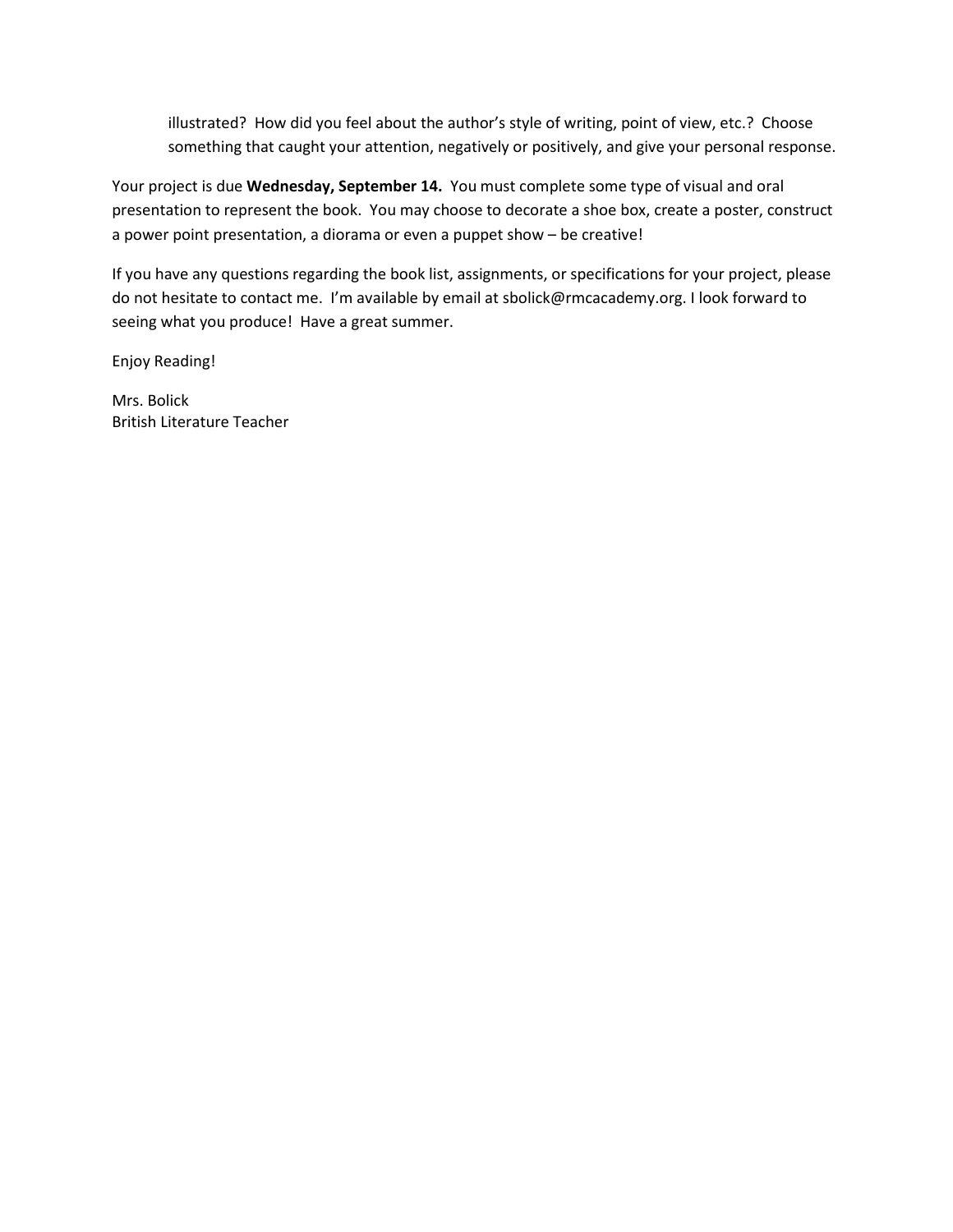illustrated? How did you feel about the author's style of writing, point of view, etc.? Choose something that caught your attention, negatively or positively, and give your personal response.

Your project is due **Wednesday, September 14.** You must complete some type of visual and oral presentation to represent the book. You may choose to decorate a shoe box, create a poster, construct a power point presentation, a diorama or even a puppet show – be creative!

If you have any questions regarding the book list, assignments, or specifications for your project, please do not hesitate to contact me. I'm available by email at sbolick@rmcacademy.org. I look forward to seeing what you produce! Have a great summer.

Enjoy Reading!

Mrs. Bolick
British Literature Teacher